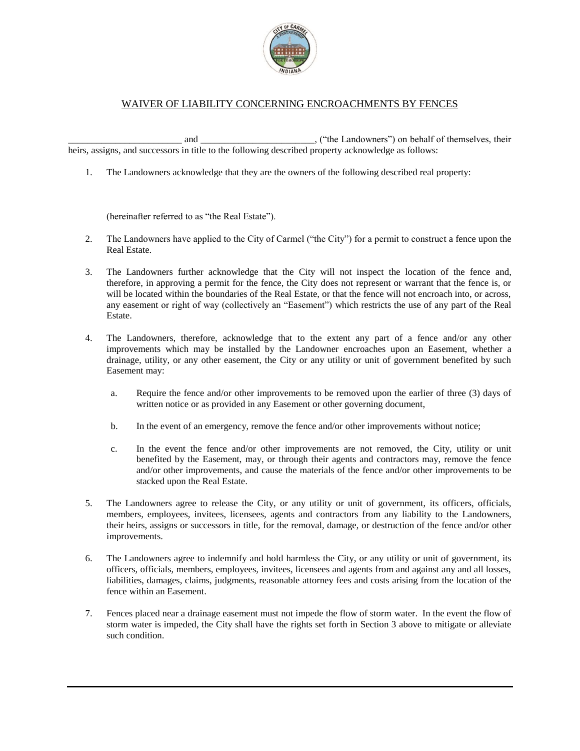# WAIVER OF LIABILITY CONCERNING ENCROACHMENTS BY FENCES

________________________ and ________________________, ("the Landowners") on behalf of themselves, their heirs, assigns, and successors in title to the following described property acknowledge as follows:

1. The Landowners acknowledge that they are the owners of the following described real property:

   (hereinafter referred to as "the Real Estate").

2. The Landowners have applied to the City of Carmel ("the City") for a permit to construct a fence upon the Real Estate.

3. The Landowners further acknowledge that the City will not inspect the location of the fence and, therefore, in approving a permit for the fence, the City does not represent or warrant that the fence is, or will be located within the boundaries of the Real Estate, or that the fence will not encroach into, or across, any easement or right of way (collectively an "Easement") which restricts the use of any part of the Real Estate.

4. The Landowners, therefore, acknowledge that to the extent any part of a fence and/or any other improvements which may be installed by the Landowner encroaches upon an Easement, whether a drainage, utility, or any other easement, the City or any utility or unit of government benefited by such Easement may:

   a. Require the fence and/or other improvements to be removed upon the earlier of three (3) days of written notice or as provided in any Easement or other governing document,

   b. In the event of an emergency, remove the fence and/or other improvements without notice;

   c. In the event the fence and/or other improvements are not removed, the City, utility or unit benefited by the Easement, may, or through their agents and contractors may, remove the fence and/or other improvements, and cause the materials of the fence and/or other improvements to be stacked upon the Real Estate.

5. The Landowners agree to release the City, or any utility or unit of government, its officers, officials, members, employees, invitees, licensees, agents and contractors from any liability to the Landowners, their heirs, assigns or successors in title, for the removal, damage, or destruction of the fence and/or other improvements.

6. The Landowners agree to indemnify and hold harmless the City, or any utility or unit of government, its officers, officials, members, employees, invitees, licensees and agents from and against any and all losses, liabilities, damages, claims, judgments, reasonable attorney fees and costs arising from the location of the fence within an Easement.

7. Fences placed near a drainage easement must not impede the flow of storm water. In the event the flow of storm water is impeded, the City shall have the rights set forth in Section 3 above to mitigate or alleviate such condition.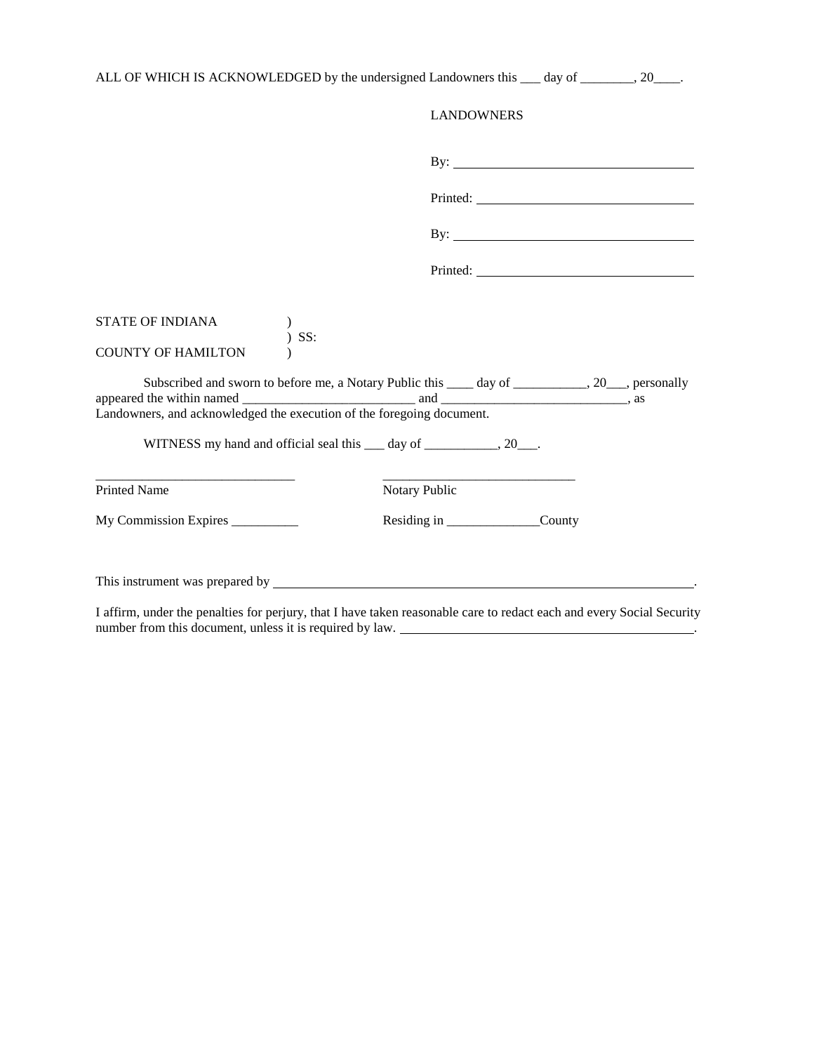ALL OF WHICH IS ACKNOWLEDGED by the undersigned Landowners this ___ day of ________, 20____.

LANDOWNERS

By: ____________________________________

Printed: ________________________________

By: ____________________________________

Printed: ________________________________

STATE OF INDIANA )
) SS:
COUNTY OF HAMILTON )

Subscribed and sworn to before me, a Notary Public this ____ day of ___________, 20___, personally appeared the within named __________________________ and ____________________________, as Landowners, and acknowledged the execution of the foregoing document.

WITNESS my hand and official seal this ___ day of ___________, 20___.

______________________________ ______________________________
Printed Name Notary Public

My Commission Expires __________ Residing in ______________County

This instrument was prepared by ____________________________________________________________________.

I affirm, under the penalties for perjury, that I have taken reasonable care to redact each and every Social Security number from this document, unless it is required by law. ____________________________________________.